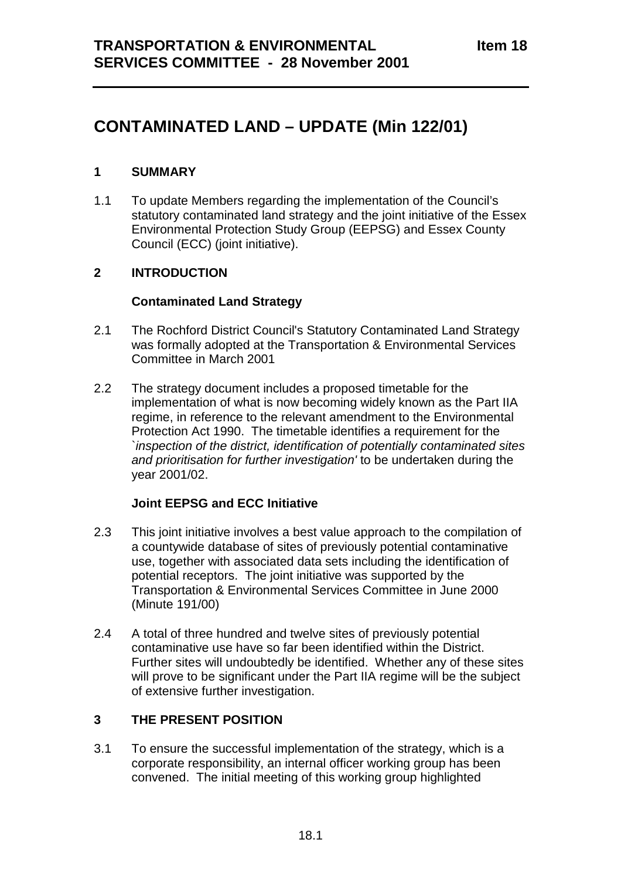**TRANSPORTATION & ENVIRONMENTAL SERVICES COMMITTEE - 28 November 2001** **Item 18**

# CONTAMINATED LAND – UPDATE (Min 122/01)

## 1 SUMMARY

1.1 To update Members regarding the implementation of the Council's statutory contaminated land strategy and the joint initiative of the Essex Environmental Protection Study Group (EEPSG) and Essex County Council (ECC) (joint initiative).

## 2 INTRODUCTION

### Contaminated Land Strategy

2.1 The Rochford District Council's Statutory Contaminated Land Strategy was formally adopted at the Transportation & Environmental Services Committee in March 2001

2.2 The strategy document includes a proposed timetable for the implementation of what is now becoming widely known as the Part IIA regime, in reference to the relevant amendment to the Environmental Protection Act 1990. The timetable identifies a requirement for the `*inspection of the district, identification of potentially contaminated sites and prioritisation for further investigation'* to be undertaken during the year 2001/02.

### Joint EEPSG and ECC Initiative

2.3 This joint initiative involves a best value approach to the compilation of a countywide database of sites of previously potential contaminative use, together with associated data sets including the identification of potential receptors. The joint initiative was supported by the Transportation & Environmental Services Committee in June 2000 (Minute 191/00)

2.4 A total of three hundred and twelve sites of previously potential contaminative use have so far been identified within the District. Further sites will undoubtedly be identified. Whether any of these sites will prove to be significant under the Part IIA regime will be the subject of extensive further investigation.

## 3 THE PRESENT POSITION

3.1 To ensure the successful implementation of the strategy, which is a corporate responsibility, an internal officer working group has been convened. The initial meeting of this working group highlighted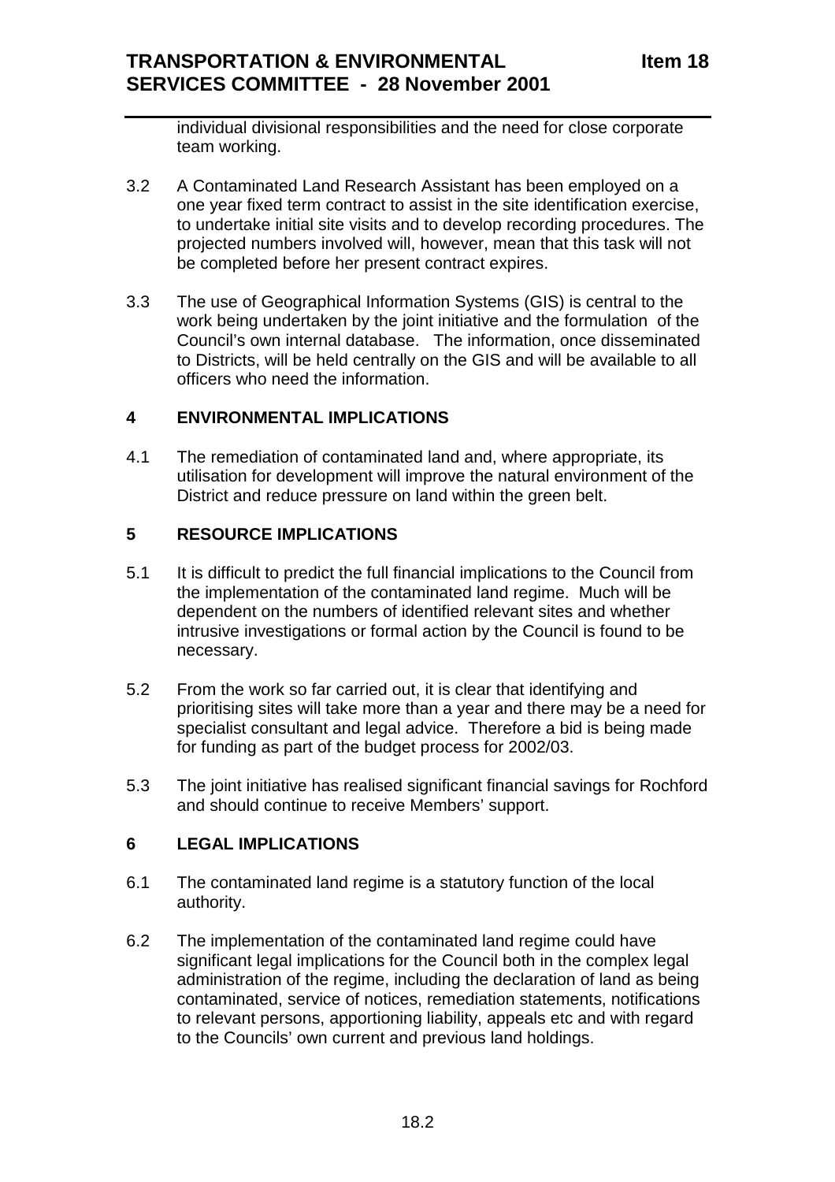individual divisional responsibilities and the need for close corporate team working.

3.2 A Contaminated Land Research Assistant has been employed on a one year fixed term contract to assist in the site identification exercise, to undertake initial site visits and to develop recording procedures. The projected numbers involved will, however, mean that this task will not be completed before her present contract expires.

3.3 The use of Geographical Information Systems (GIS) is central to the work being undertaken by the joint initiative and the formulation of the Council's own internal database. The information, once disseminated to Districts, will be held centrally on the GIS and will be available to all officers who need the information.

## 4 ENVIRONMENTAL IMPLICATIONS

4.1 The remediation of contaminated land and, where appropriate, its utilisation for development will improve the natural environment of the District and reduce pressure on land within the green belt.

## 5 RESOURCE IMPLICATIONS

5.1 It is difficult to predict the full financial implications to the Council from the implementation of the contaminated land regime. Much will be dependent on the numbers of identified relevant sites and whether intrusive investigations or formal action by the Council is found to be necessary.

5.2 From the work so far carried out, it is clear that identifying and prioritising sites will take more than a year and there may be a need for specialist consultant and legal advice. Therefore a bid is being made for funding as part of the budget process for 2002/03.

5.3 The joint initiative has realised significant financial savings for Rochford and should continue to receive Members' support.

## 6 LEGAL IMPLICATIONS

6.1 The contaminated land regime is a statutory function of the local authority.

6.2 The implementation of the contaminated land regime could have significant legal implications for the Council both in the complex legal administration of the regime, including the declaration of land as being contaminated, service of notices, remediation statements, notifications to relevant persons, apportioning liability, appeals etc and with regard to the Councils' own current and previous land holdings.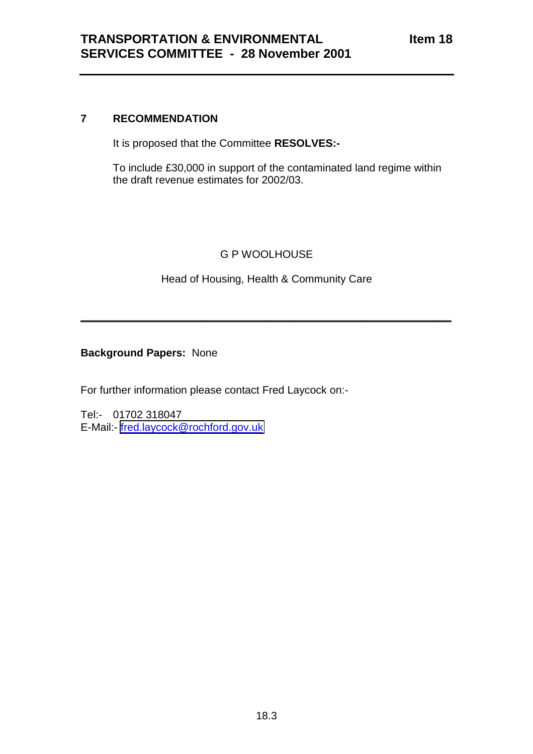## 7 RECOMMENDATION

It is proposed that the Committee **RESOLVES:-**

To include £30,000 in support of the contaminated land regime within the draft revenue estimates for 2002/03.

G P WOOLHOUSE

Head of Housing, Health & Community Care

---

**Background Papers:** None

For further information please contact Fred Laycock on:-

Tel:- 01702 318047
E-Mail:- fred.laycock@rochford.gov.uk